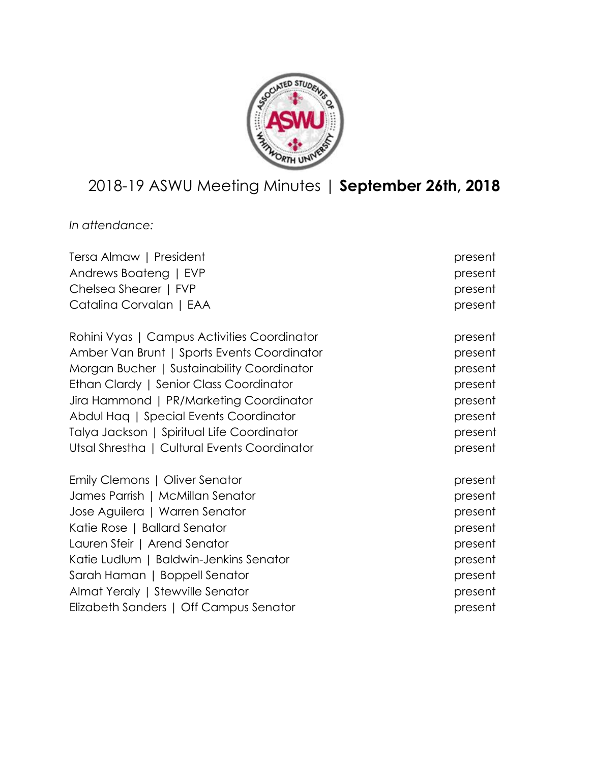# 2018-19 ASWU Meeting Minutes | **September 26th, 2018**

*In attendance:*

| | |
|---|---|
| Tersa Almaw \| President | present |
| Andrews Boateng \| EVP | present |
| Chelsea Shearer \| FVP | present |
| Catalina Corvalan \| EAA | present |
| | |
| Rohini Vyas \| Campus Activities Coordinator | present |
| Amber Van Brunt \| Sports Events Coordinator | present |
| Morgan Bucher \| Sustainability Coordinator | present |
| Ethan Clardy \| Senior Class Coordinator | present |
| Jira Hammond \| PR/Marketing Coordinator | present |
| Abdul Haq \| Special Events Coordinator | present |
| Talya Jackson \| Spiritual Life Coordinator | present |
| Utsal Shrestha \| Cultural Events Coordinator | present |
| | |
| Emily Clemons \| Oliver Senator | present |
| James Parrish \| McMillan Senator | present |
| Jose Aguilera \| Warren Senator | present |
| Katie Rose \| Ballard Senator | present |
| Lauren Sfeir \| Arend Senator | present |
| Katie Ludlum \| Baldwin-Jenkins Senator | present |
| Sarah Haman \| Boppell Senator | present |
| Almat Yeraly \| Stewville Senator | present |
| Elizabeth Sanders \| Off Campus Senator | present |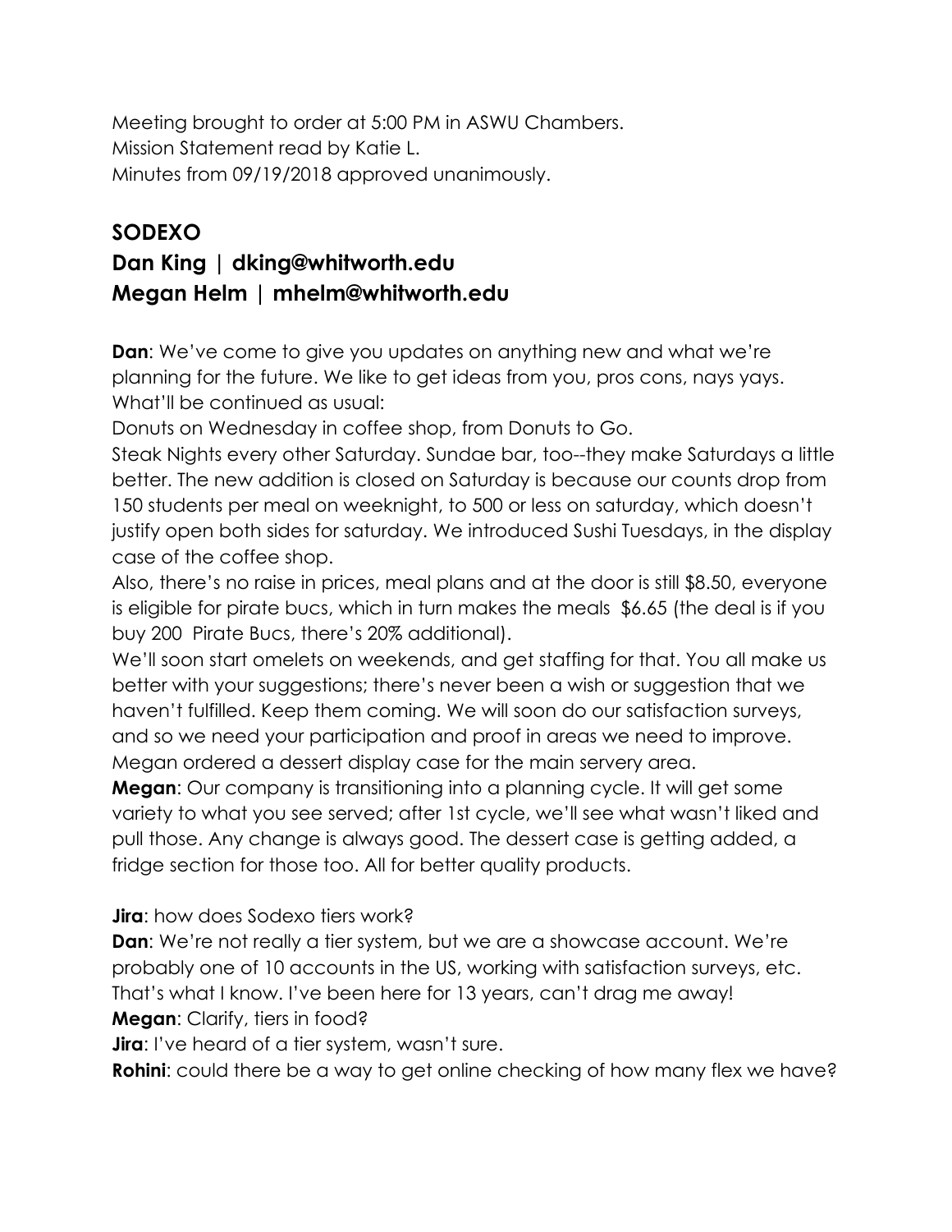Meeting brought to order at 5:00 PM in ASWU Chambers.
Mission Statement read by Katie L.
Minutes from 09/19/2018 approved unanimously.

## SODEXO
## Dan King | dking@whitworth.edu
## Megan Helm | mhelm@whitworth.edu

**Dan**: We've come to give you updates on anything new and what we're planning for the future. We like to get ideas from you, pros cons, nays yays. What'll be continued as usual:

Donuts on Wednesday in coffee shop, from Donuts to Go.

Steak Nights every other Saturday. Sundae bar, too--they make Saturdays a little better. The new addition is closed on Saturday is because our counts drop from 150 students per meal on weeknight, to 500 or less on saturday, which doesn't justify open both sides for saturday. We introduced Sushi Tuesdays, in the display case of the coffee shop.

Also, there's no raise in prices, meal plans and at the door is still $8.50, everyone is eligible for pirate bucs, which in turn makes the meals $6.65 (the deal is if you buy 200 Pirate Bucs, there's 20% additional).

We'll soon start omelets on weekends, and get staffing for that. You all make us better with your suggestions; there's never been a wish or suggestion that we haven't fulfilled. Keep them coming. We will soon do our satisfaction surveys, and so we need your participation and proof in areas we need to improve. Megan ordered a dessert display case for the main servery area.

**Megan**: Our company is transitioning into a planning cycle. It will get some variety to what you see served; after 1st cycle, we'll see what wasn't liked and pull those. Any change is always good. The dessert case is getting added, a fridge section for those too. All for better quality products.

**Jira**: how does Sodexo tiers work?

**Dan**: We're not really a tier system, but we are a showcase account. We're probably one of 10 accounts in the US, working with satisfaction surveys, etc. That's what I know. I've been here for 13 years, can't drag me away!

**Megan**: Clarify, tiers in food?

**Jira**: I've heard of a tier system, wasn't sure.

**Rohini**: could there be a way to get online checking of how many flex we have?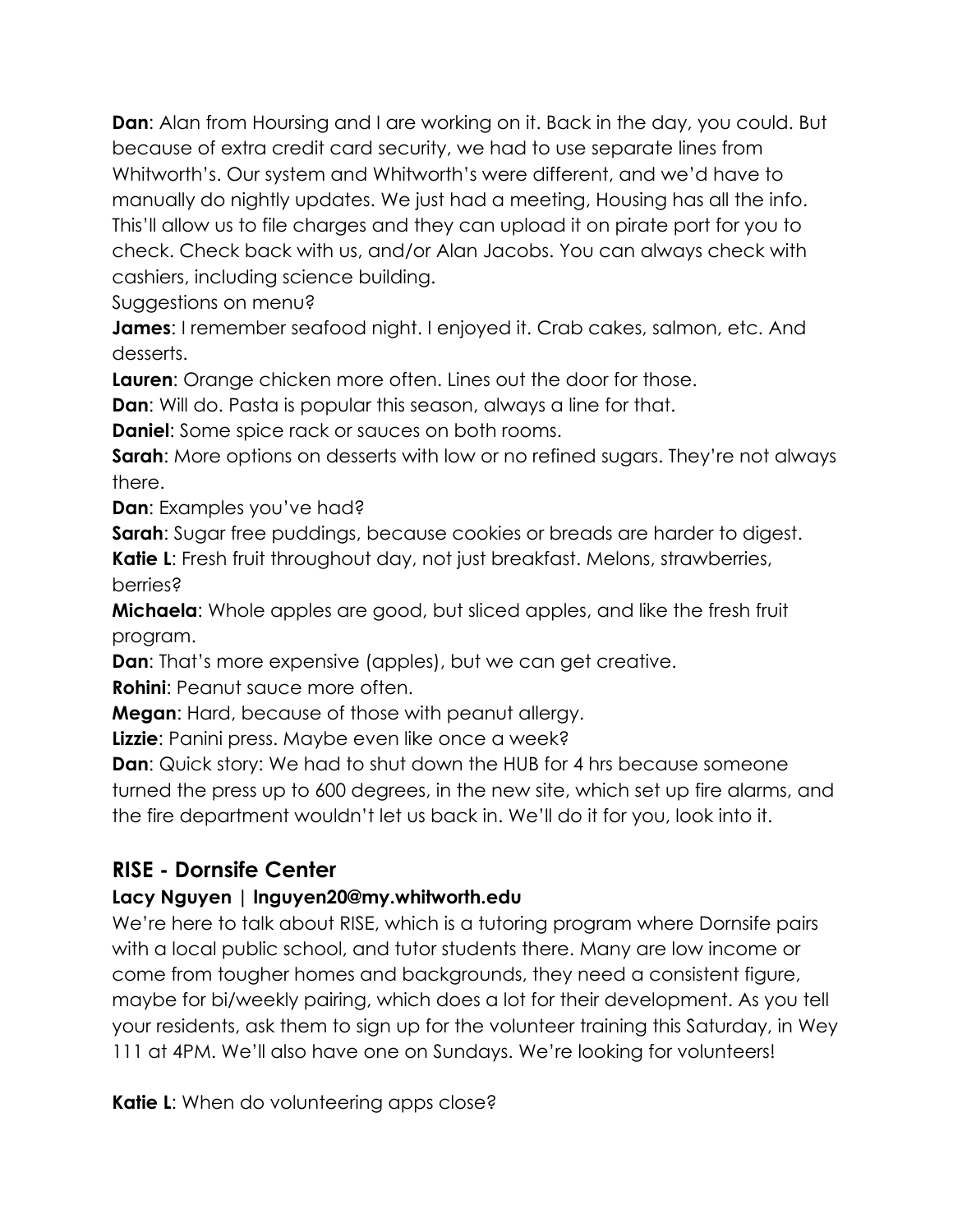**Dan**: Alan from Hoursing and I are working on it. Back in the day, you could. But because of extra credit card security, we had to use separate lines from Whitworth's. Our system and Whitworth's were different, and we'd have to manually do nightly updates. We just had a meeting, Housing has all the info. This'll allow us to file charges and they can upload it on pirate port for you to check. Check back with us, and/or Alan Jacobs. You can always check with cashiers, including science building.

Suggestions on menu?

**James**: I remember seafood night. I enjoyed it. Crab cakes, salmon, etc. And desserts.

**Lauren**: Orange chicken more often. Lines out the door for those.

**Dan**: Will do. Pasta is popular this season, always a line for that.

**Daniel**: Some spice rack or sauces on both rooms.

**Sarah**: More options on desserts with low or no refined sugars. They're not always there.

**Dan**: Examples you've had?

**Sarah**: Sugar free puddings, because cookies or breads are harder to digest.

**Katie L**: Fresh fruit throughout day, not just breakfast. Melons, strawberries, berries?

**Michaela**: Whole apples are good, but sliced apples, and like the fresh fruit program.

**Dan**: That's more expensive (apples), but we can get creative.

**Rohini**: Peanut sauce more often.

**Megan**: Hard, because of those with peanut allergy.

**Lizzie**: Panini press. Maybe even like once a week?

**Dan**: Quick story: We had to shut down the HUB for 4 hrs because someone turned the press up to 600 degrees, in the new site, which set up fire alarms, and the fire department wouldn't let us back in. We'll do it for you, look into it.

## RISE - Dornsife Center

### Lacy Nguyen | lnguyen20@my.whitworth.edu

We're here to talk about RISE, which is a tutoring program where Dornsife pairs with a local public school, and tutor students there. Many are low income or come from tougher homes and backgrounds, they need a consistent figure, maybe for bi/weekly pairing, which does a lot for their development. As you tell your residents, ask them to sign up for the volunteer training this Saturday, in Wey 111 at 4PM. We'll also have one on Sundays. We're looking for volunteers!

**Katie L**: When do volunteering apps close?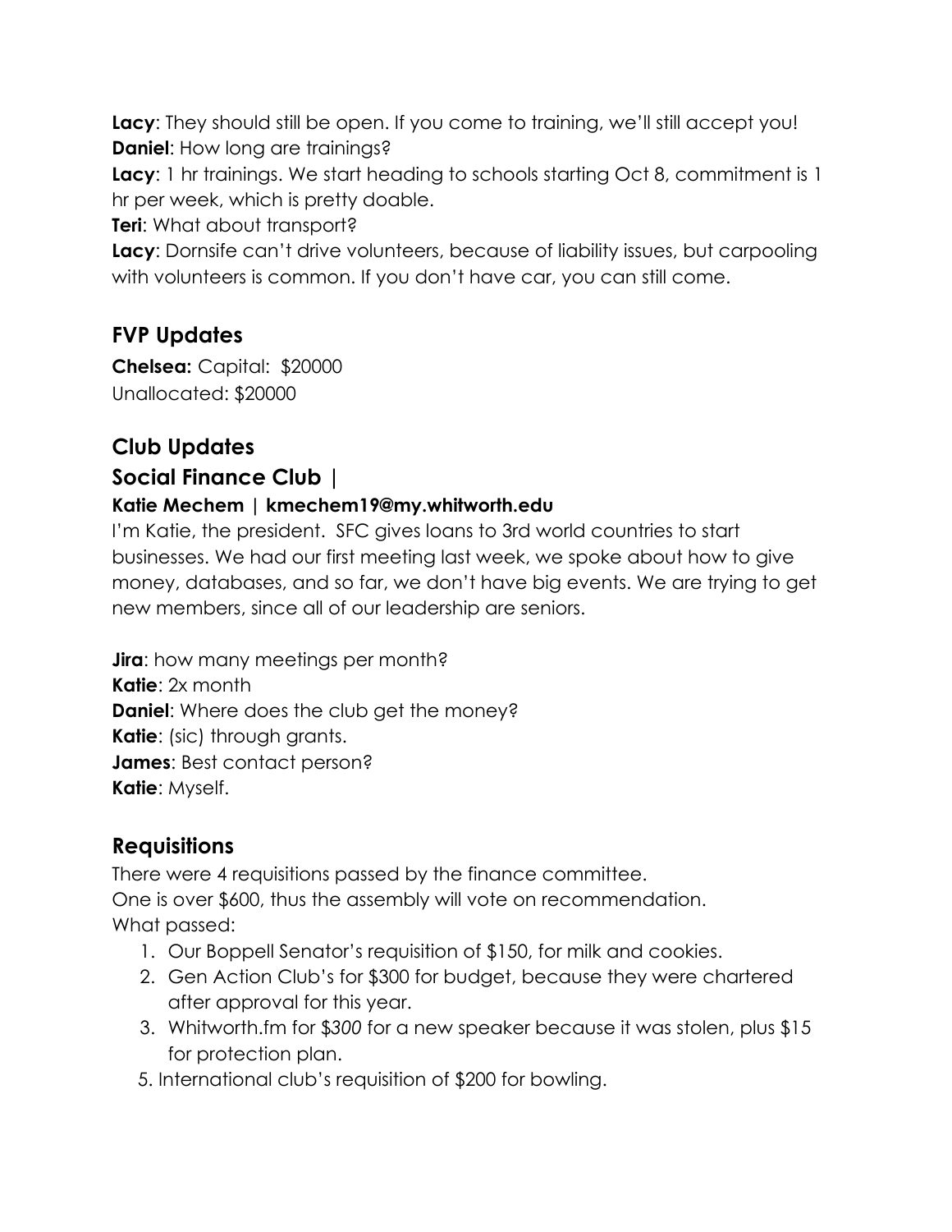**Lacy**: They should still be open. If you come to training, we'll still accept you!
**Daniel**: How long are trainings?
**Lacy**: 1 hr trainings. We start heading to schools starting Oct 8, commitment is 1 hr per week, which is pretty doable.
**Teri**: What about transport?
**Lacy**: Dornsife can't drive volunteers, because of liability issues, but carpooling with volunteers is common. If you don't have car, you can still come.

## FVP Updates

**Chelsea:** Capital: $20000
Unallocated: $20000

## Club Updates

## Social Finance Club |

#### Katie Mechem | kmechem19@my.whitworth.edu

I'm Katie, the president. SFC gives loans to 3rd world countries to start businesses. We had our first meeting last week, we spoke about how to give money, databases, and so far, we don't have big events. We are trying to get new members, since all of our leadership are seniors.

**Jira**: how many meetings per month?
**Katie**: 2x month
**Daniel**: Where does the club get the money?
**Katie**: (sic) through grants.
**James**: Best contact person?
**Katie**: Myself.

## Requisitions

There were 4 requisitions passed by the finance committee.
One is over $600, thus the assembly will vote on recommendation.
What passed:

1. Our Boppell Senator's requisition of $150, for milk and cookies.
2. Gen Action Club's for $300 for budget, because they were chartered after approval for this year.
3. Whitworth.fm for $*300* for a new speaker because it was stolen, plus $15 for protection plan.

5. International club's requisition of $200 for bowling.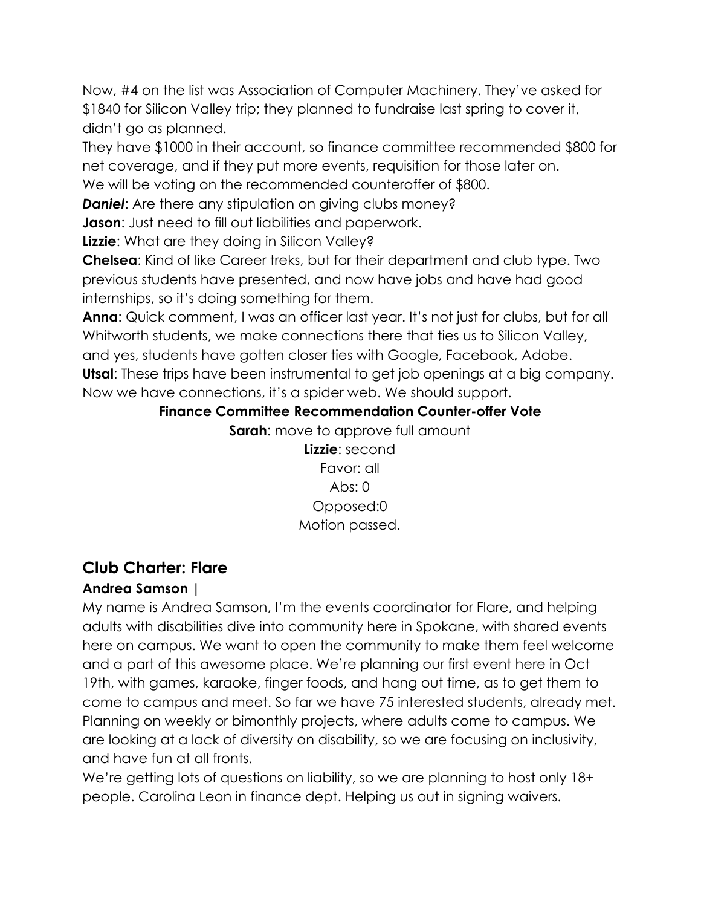Now, #4 on the list was Association of Computer Machinery. They've asked for $1840 for Silicon Valley trip; they planned to fundraise last spring to cover it, didn't go as planned.

They have $1000 in their account, so finance committee recommended $800 for net coverage, and if they put more events, requisition for those later on.

We will be voting on the recommended counteroffer of $800.

***Daniel***: Are there any stipulation on giving clubs money?

**Jason**: Just need to fill out liabilities and paperwork.

**Lizzie**: What are they doing in Silicon Valley?

**Chelsea**: Kind of like Career treks, but for their department and club type. Two previous students have presented, and now have jobs and have had good internships, so it's doing something for them.

**Anna**: Quick comment, I was an officer last year. It's not just for clubs, but for all Whitworth students, we make connections there that ties us to Silicon Valley, and yes, students have gotten closer ties with Google, Facebook, Adobe.

**Utsal**: These trips have been instrumental to get job openings at a big company. Now we have connections, it's a spider web. We should support.

**Finance Committee Recommendation Counter-offer Vote**

**Sarah**: move to approve full amount

**Lizzie**: second

Favor: all

Abs: 0

Opposed:0

Motion passed.

## Club Charter: Flare

**Andrea Samson |**

My name is Andrea Samson, I'm the events coordinator for Flare, and helping adults with disabilities dive into community here in Spokane, with shared events here on campus. We want to open the community to make them feel welcome and a part of this awesome place. We're planning our first event here in Oct 19th, with games, karaoke, finger foods, and hang out time, as to get them to come to campus and meet. So far we have 75 interested students, already met. Planning on weekly or bimonthly projects, where adults come to campus. We are looking at a lack of diversity on disability, so we are focusing on inclusivity, and have fun at all fronts.

We're getting lots of questions on liability, so we are planning to host only 18+ people. Carolina Leon in finance dept. Helping us out in signing waivers.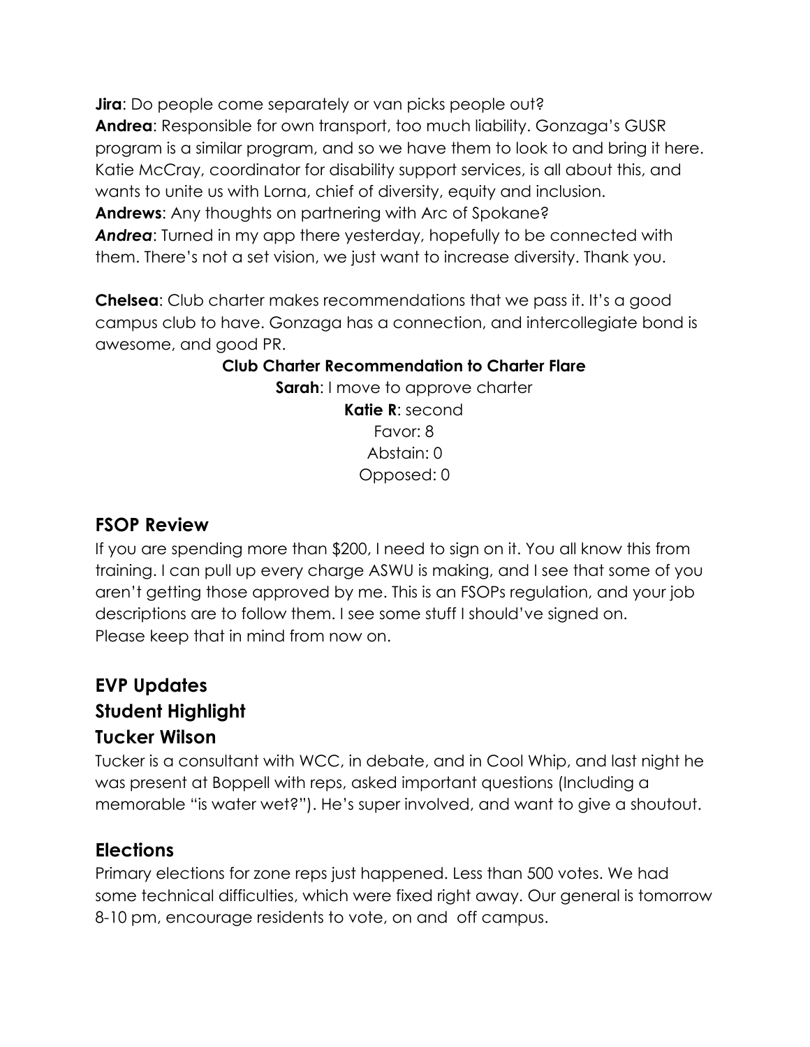**Jira**: Do people come separately or van picks people out?
**Andrea**: Responsible for own transport, too much liability. Gonzaga's GUSR program is a similar program, and so we have them to look to and bring it here. Katie McCray, coordinator for disability support services, is all about this, and wants to unite us with Lorna, chief of diversity, equity and inclusion.
**Andrews**: Any thoughts on partnering with Arc of Spokane?
***Andrea***: Turned in my app there yesterday, hopefully to be connected with them. There's not a set vision, we just want to increase diversity. Thank you.

**Chelsea**: Club charter makes recommendations that we pass it. It's a good campus club to have. Gonzaga has a connection, and intercollegiate bond is awesome, and good PR.

**Club Charter Recommendation to Charter Flare**

**Sarah**: I move to approve charter
**Katie R**: second
Favor: 8
Abstain: 0
Opposed: 0

## FSOP Review

If you are spending more than $200, I need to sign on it. You all know this from training. I can pull up every charge ASWU is making, and I see that some of you aren't getting those approved by me. This is an FSOPs regulation, and your job descriptions are to follow them. I see some stuff I should've signed on. Please keep that in mind from now on.

## EVP Updates

## Student Highlight

## Tucker Wilson

Tucker is a consultant with WCC, in debate, and in Cool Whip, and last night he was present at Boppell with reps, asked important questions (Including a memorable "is water wet?"). He's super involved, and want to give a shoutout.

## Elections

Primary elections for zone reps just happened. Less than 500 votes. We had some technical difficulties, which were fixed right away. Our general is tomorrow 8-10 pm, encourage residents to vote, on and off campus.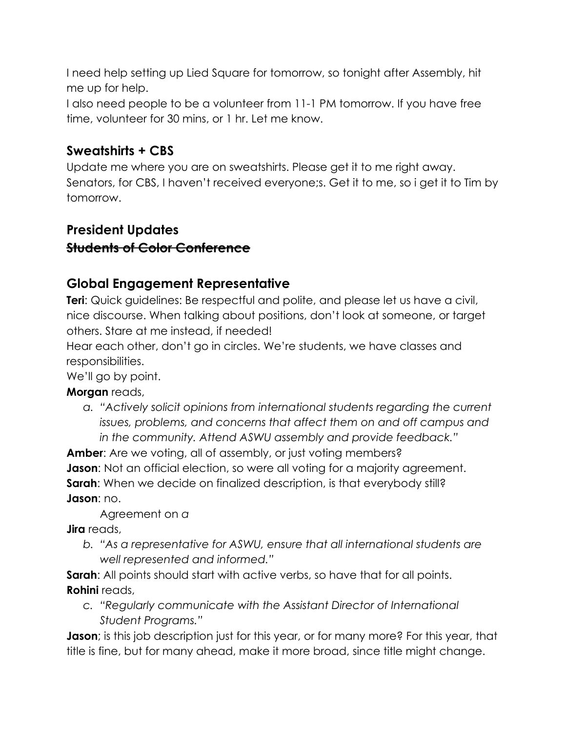I need help setting up Lied Square for tomorrow, so tonight after Assembly, hit me up for help.

I also need people to be a volunteer from 11-1 PM tomorrow. If you have free time, volunteer for 30 mins, or 1 hr. Let me know.

## Sweatshirts + CBS

Update me where you are on sweatshirts. Please get it to me right away. Senators, for CBS, I haven't received everyone;s. Get it to me, so i get it to Tim by tomorrow.

## President Updates

## ~~Students of Color Conference~~

## Global Engagement Representative

**Teri**: Quick guidelines: Be respectful and polite, and please let us have a civil, nice discourse. When talking about positions, don't look at someone, or target others. Stare at me instead, if needed!

Hear each other, don't go in circles. We're students, we have classes and responsibilities.

We'll go by point.

**Morgan** reads,

a. *"Actively solicit opinions from international students regarding the current issues, problems, and concerns that affect them on and off campus and in the community. Attend ASWU assembly and provide feedback."*

**Amber**: Are we voting, all of assembly, or just voting members?

**Jason**: Not an official election, so were all voting for a majority agreement.

**Sarah**: When we decide on finalized description, is that everybody still?

**Jason**: no.

Agreement on *a*

**Jira** reads,

b. *"As a representative for ASWU, ensure that all international students are well represented and informed."*

**Sarah**: All points should start with active verbs, so have that for all points.

**Rohini** reads,

c. *"Regularly communicate with the Assistant Director of International Student Programs."*

**Jason**; is this job description just for this year, or for many more? For this year, that title is fine, but for many ahead, make it more broad, since title might change.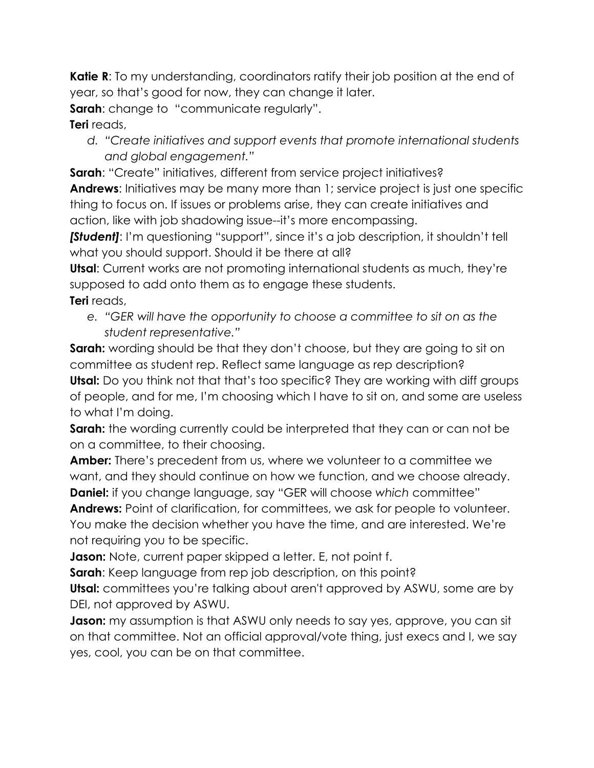**Katie R**: To my understanding, coordinators ratify their job position at the end of year, so that's good for now, they can change it later.

**Sarah**: change to "communicate regularly".

**Teri** reads,

d. *"Create initiatives and support events that promote international students and global engagement."*

**Sarah**: "Create" initiatives, different from service project initiatives?

**Andrews**: Initiatives may be many more than 1; service project is just one specific thing to focus on. If issues or problems arise, they can create initiatives and action, like with job shadowing issue--it's more encompassing.

***[Student]***: I'm questioning "support", since it's a job description, it shouldn't tell what you should support. Should it be there at all?

**Utsal**: Current works are not promoting international students as much, they're supposed to add onto them as to engage these students.

**Teri** reads,

e. *"GER will have the opportunity to choose a committee to sit on as the student representative."*

**Sarah:** wording should be that they don't choose, but they are going to sit on committee as student rep. Reflect same language as rep description?

**Utsal:** Do you think not that that's too specific? They are working with diff groups of people, and for me, I'm choosing which I have to sit on, and some are useless to what I'm doing.

**Sarah:** the wording currently could be interpreted that they can or can not be on a committee, to their choosing.

**Amber:** There's precedent from us, where we volunteer to a committee we want, and they should continue on how we function, and we choose already.

**Daniel:** if you change language, say "GER will choose *which* committee"

**Andrews:** Point of clarification, for committees, we ask for people to volunteer. You make the decision whether you have the time, and are interested. We're not requiring you to be specific.

**Jason:** Note, current paper skipped a letter. E, not point f.

**Sarah**: Keep language from rep job description, on this point?

**Utsal:** committees you're talking about aren't approved by ASWU, some are by DEI, not approved by ASWU.

**Jason:** my assumption is that ASWU only needs to say yes, approve, you can sit on that committee. Not an official approval/vote thing, just execs and I, we say yes, cool, you can be on that committee.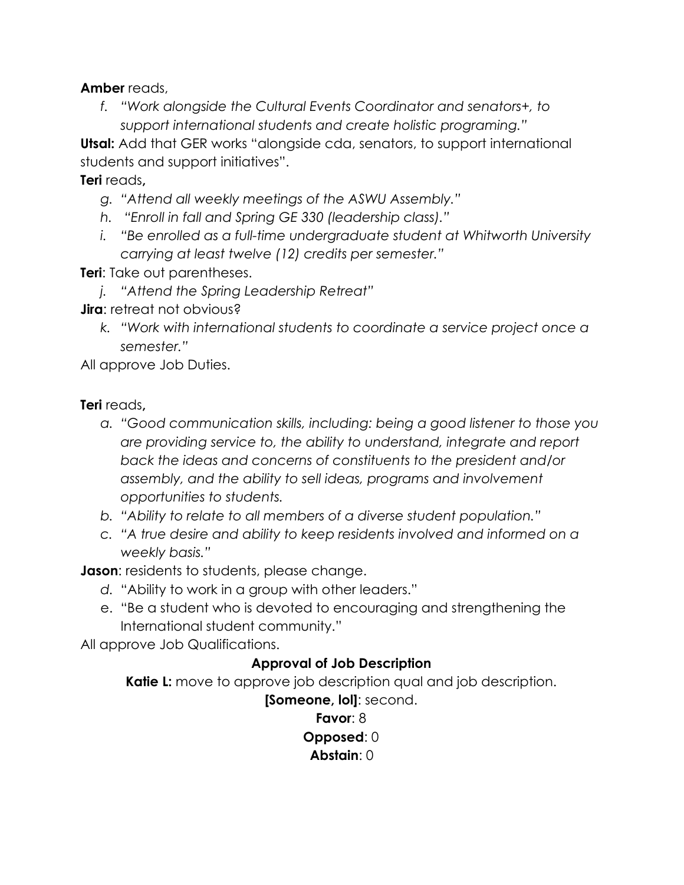**Amber** reads,

f. *"Work alongside the Cultural Events Coordinator and senators+, to support international students and create holistic programing."*

**Utsal:** Add that GER works "alongside cda, senators, to support international students and support initiatives".

**Teri** reads**,**

g. *"Attend all weekly meetings of the ASWU Assembly."*
h. *"Enroll in fall and Spring GE 330 (leadership class)."*
i. *"Be enrolled as a full-time undergraduate student at Whitworth University carrying at least twelve (12) credits per semester."*

**Teri**: Take out parentheses.

j. *"Attend the Spring Leadership Retreat"*

**Jira**: retreat not obvious?

k. *"Work with international students to coordinate a service project once a semester."*

All approve Job Duties.

**Teri** reads**,**

a. *"Good communication skills, including: being a good listener to those you are providing service to, the ability to understand, integrate and report back the ideas and concerns of constituents to the president and/or assembly, and the ability to sell ideas, programs and involvement opportunities to students.*
b. *"Ability to relate to all members of a diverse student population."*
c. *"A true desire and ability to keep residents involved and informed on a weekly basis."*

**Jason**: residents to students, please change.

d. "Ability to work in a group with other leaders."
e. "Be a student who is devoted to encouraging and strengthening the International student community."

All approve Job Qualifications.

**Approval of Job Description**

**Katie L:** move to approve job description qual and job description.

**[Someone, lol]**: second.

**Favor**: 8

**Opposed**: 0

**Abstain**: 0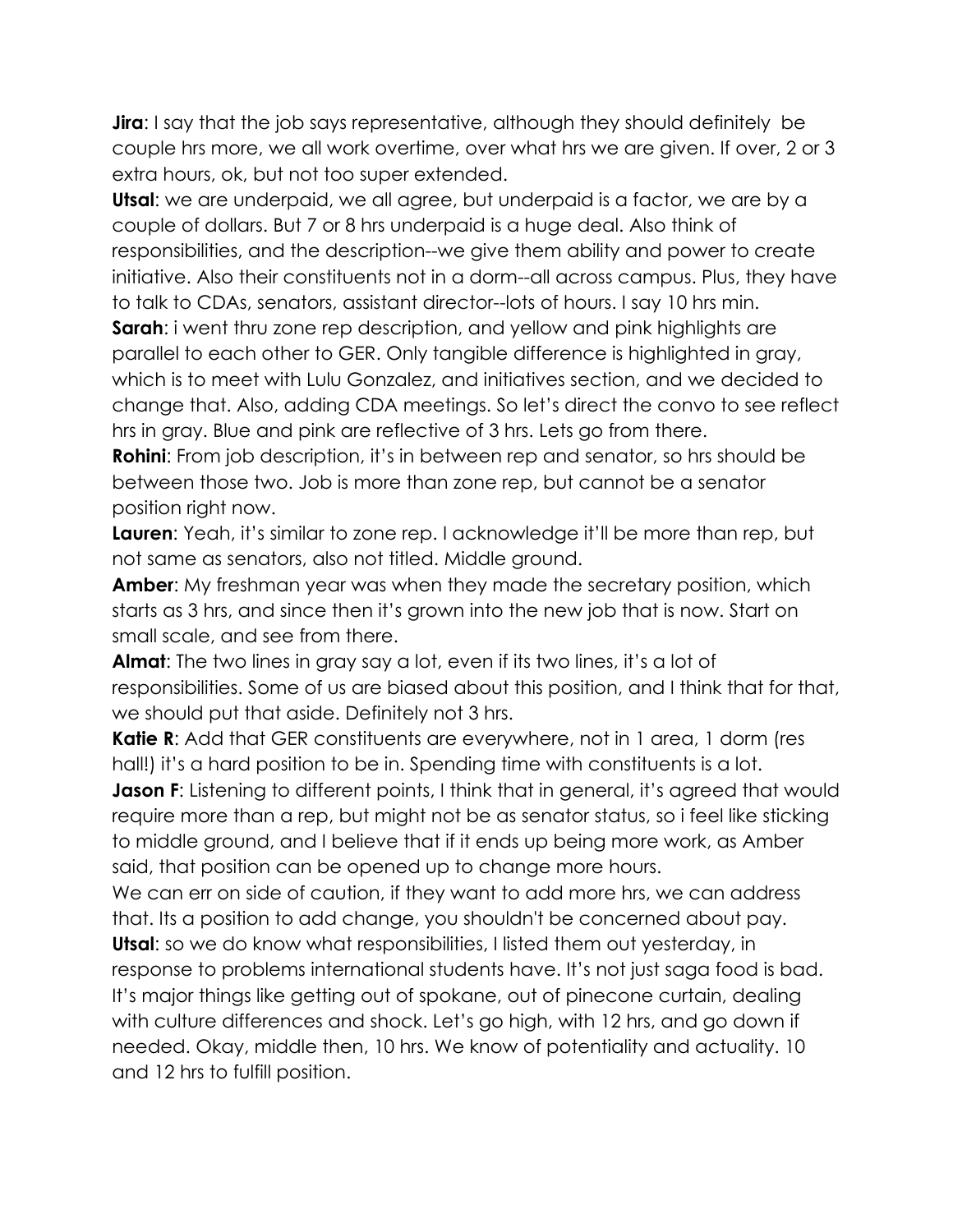**Jira**: I say that the job says representative, although they should definitely  be couple hrs more, we all work overtime, over what hrs we are given. If over, 2 or 3 extra hours, ok, but not too super extended.

**Utsal**: we are underpaid, we all agree, but underpaid is a factor, we are by a couple of dollars. But 7 or 8 hrs underpaid is a huge deal. Also think of responsibilities, and the description--we give them ability and power to create initiative. Also their constituents not in a dorm--all across campus. Plus, they have to talk to CDAs, senators, assistant director--lots of hours. I say 10 hrs min.

**Sarah**: i went thru zone rep description, and yellow and pink highlights are parallel to each other to GER. Only tangible difference is highlighted in gray, which is to meet with Lulu Gonzalez, and initiatives section, and we decided to change that. Also, adding CDA meetings. So let's direct the convo to see reflect hrs in gray. Blue and pink are reflective of 3 hrs. Lets go from there.

**Rohini**: From job description, it's in between rep and senator, so hrs should be between those two. Job is more than zone rep, but cannot be a senator position right now.

**Lauren**: Yeah, it's similar to zone rep. I acknowledge it'll be more than rep, but not same as senators, also not titled. Middle ground.

**Amber**: My freshman year was when they made the secretary position, which starts as 3 hrs, and since then it's grown into the new job that is now. Start on small scale, and see from there.

**Almat**: The two lines in gray say a lot, even if its two lines, it's a lot of responsibilities. Some of us are biased about this position, and I think that for that, we should put that aside. Definitely not 3 hrs.

**Katie R**: Add that GER constituents are everywhere, not in 1 area, 1 dorm (res hall!) it's a hard position to be in. Spending time with constituents is a lot.

**Jason F**: Listening to different points, I think that in general, it's agreed that would require more than a rep, but might not be as senator status, so i feel like sticking to middle ground, and I believe that if it ends up being more work, as Amber said, that position can be opened up to change more hours.
We can err on side of caution, if they want to add more hrs, we can address that. Its a position to add change, you shouldn't be concerned about pay.

**Utsal**: so we do know what responsibilities, I listed them out yesterday, in response to problems international students have. It's not just saga food is bad. It's major things like getting out of spokane, out of pinecone curtain, dealing with culture differences and shock. Let's go high, with 12 hrs, and go down if needed. Okay, middle then, 10 hrs. We know of potentiality and actuality. 10 and 12 hrs to fulfill position.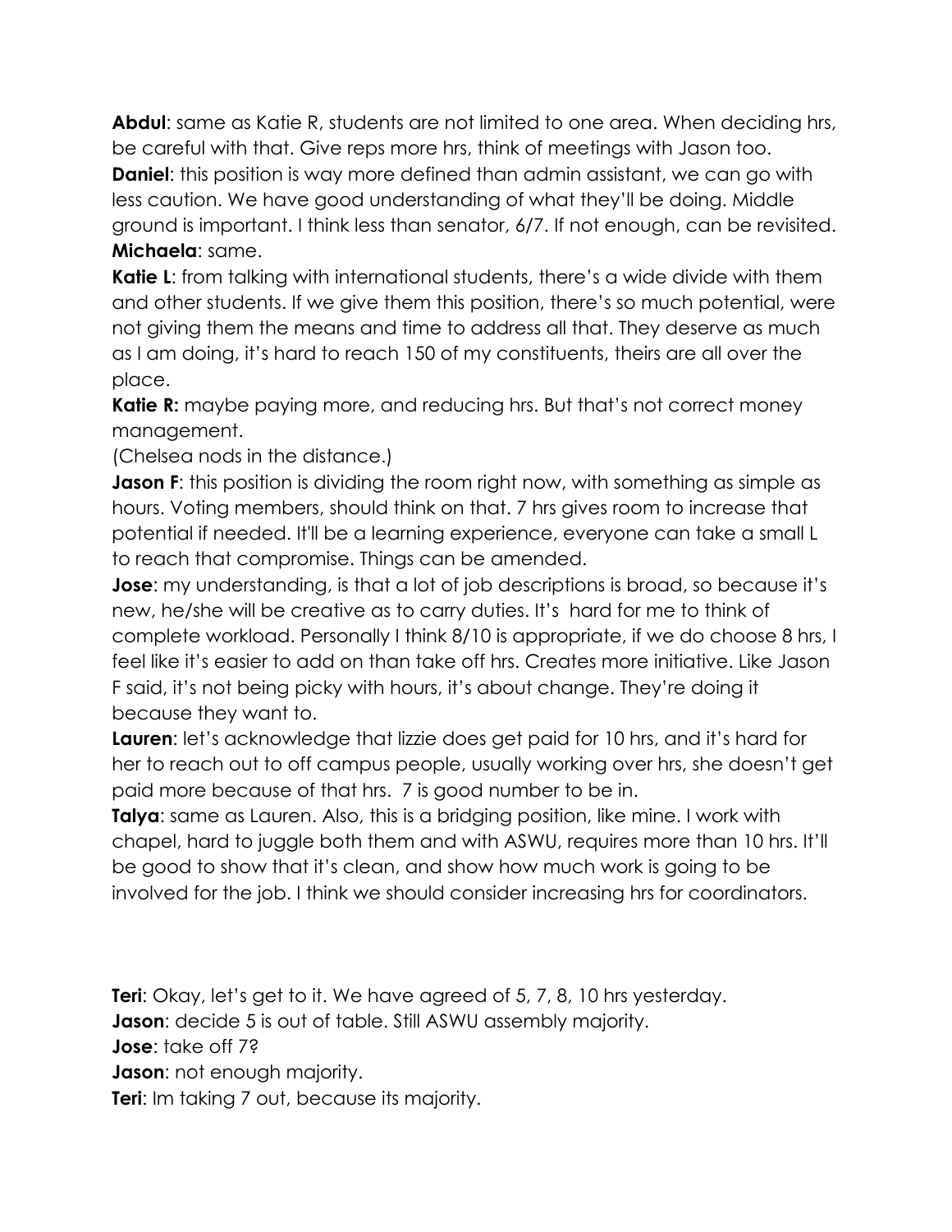**Abdul**: same as Katie R, students are not limited to one area. When deciding hrs, be careful with that. Give reps more hrs, think of meetings with Jason too.
**Daniel**: this position is way more defined than admin assistant, we can go with less caution. We have good understanding of what they'll be doing. Middle ground is important. I think less than senator, 6/7. If not enough, can be revisited.
**Michaela**: same.
**Katie L**: from talking with international students, there's a wide divide with them and other students. If we give them this position, there's so much potential, were not giving them the means and time to address all that. They deserve as much as I am doing, it's hard to reach 150 of my constituents, theirs are all over the place.
**Katie R:** maybe paying more, and reducing hrs. But that's not correct money management.
(Chelsea nods in the distance.)
**Jason F**: this position is dividing the room right now, with something as simple as hours. Voting members, should think on that. 7 hrs gives room to increase that potential if needed. It'll be a learning experience, everyone can take a small L to reach that compromise. Things can be amended.
**Jose**: my understanding, is that a lot of job descriptions is broad, so because it's new, he/she will be creative as to carry duties. It's hard for me to think of complete workload. Personally I think 8/10 is appropriate, if we do choose 8 hrs, I feel like it's easier to add on than take off hrs. Creates more initiative. Like Jason F said, it's not being picky with hours, it's about change. They're doing it because they want to.
**Lauren**: let's acknowledge that lizzie does get paid for 10 hrs, and it's hard for her to reach out to off campus people, usually working over hrs, she doesn't get paid more because of that hrs. 7 is good number to be in.
**Talya**: same as Lauren. Also, this is a bridging position, like mine. I work with chapel, hard to juggle both them and with ASWU, requires more than 10 hrs. It'll be good to show that it's clean, and show how much work is going to be involved for the job. I think we should consider increasing hrs for coordinators.

**Teri**: Okay, let's get to it. We have agreed of 5, 7, 8, 10 hrs yesterday.
**Jason**: decide 5 is out of table. Still ASWU assembly majority.
**Jose**: take off 7?
**Jason**: not enough majority.
**Teri**: Im taking 7 out, because its majority.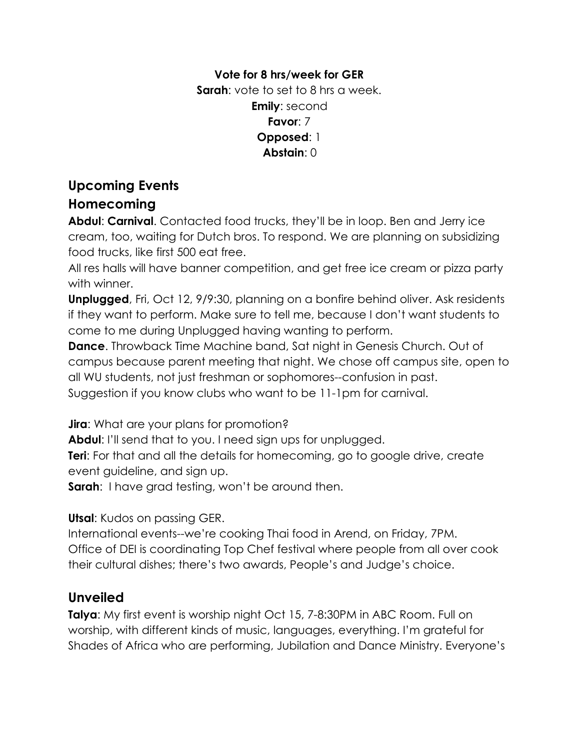**Vote for 8 hrs/week for GER**

**Sarah**: vote to set to 8 hrs a week.

**Emily**: second

**Favor**: 7

**Opposed**: 1

**Abstain**: 0

## Upcoming Events

## Homecoming

**Abdul**: **Carnival**. Contacted food trucks, they'll be in loop. Ben and Jerry ice cream, too, waiting for Dutch bros. To respond. We are planning on subsidizing food trucks, like first 500 eat free.

All res halls will have banner competition, and get free ice cream or pizza party with winner.

**Unplugged**, Fri, Oct 12, 9/9:30, planning on a bonfire behind oliver. Ask residents if they want to perform. Make sure to tell me, because I don't want students to come to me during Unplugged having wanting to perform.

**Dance**. Throwback Time Machine band, Sat night in Genesis Church. Out of campus because parent meeting that night. We chose off campus site, open to all WU students, not just freshman or sophomores--confusion in past.

Suggestion if you know clubs who want to be 11-1pm for carnival.

**Jira**: What are your plans for promotion?

**Abdul**: I'll send that to you. I need sign ups for unplugged.

**Teri**: For that and all the details for homecoming, go to google drive, create event guideline, and sign up.

**Sarah**: I have grad testing, won't be around then.

**Utsal**: Kudos on passing GER.

International events--we're cooking Thai food in Arend, on Friday, 7PM.

Office of DEI is coordinating Top Chef festival where people from all over cook their cultural dishes; there's two awards, People's and Judge's choice.

## Unveiled

**Talya**: My first event is worship night Oct 15, 7-8:30PM in ABC Room. Full on worship, with different kinds of music, languages, everything. I'm grateful for Shades of Africa who are performing, Jubilation and Dance Ministry. Everyone's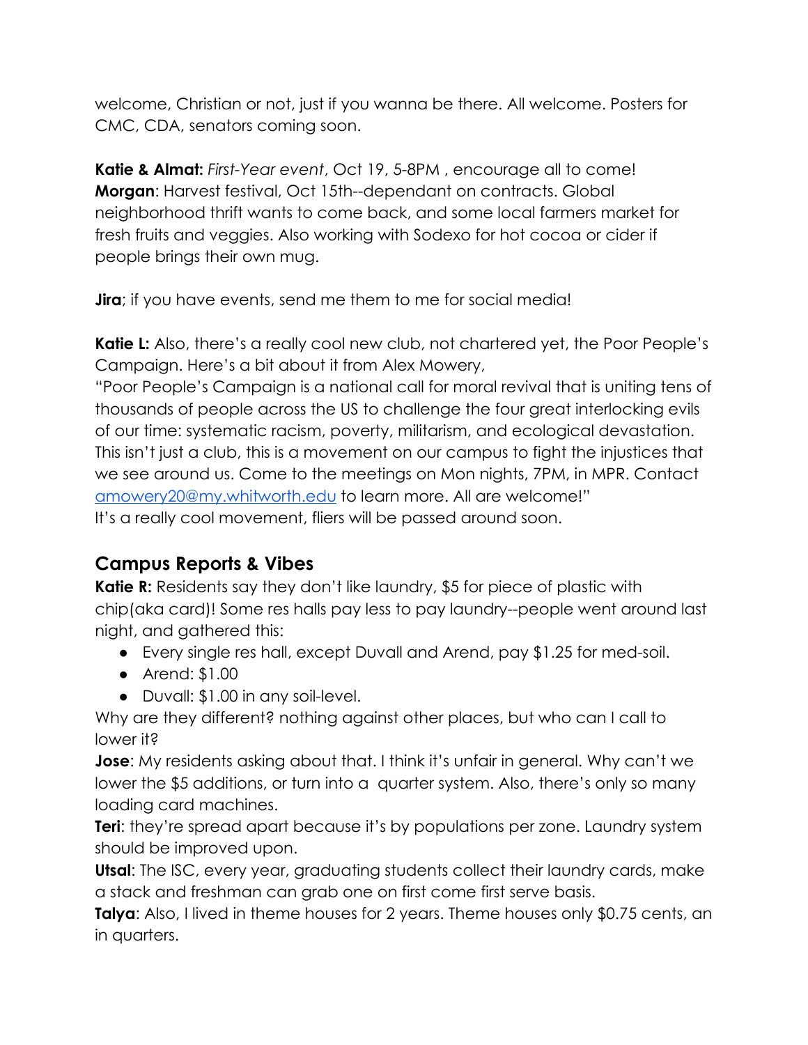welcome, Christian or not, just if you wanna be there. All welcome. Posters for CMC, CDA, senators coming soon.

**Katie & Almat:** *First-Year event*, Oct 19, 5-8PM , encourage all to come!
**Morgan**: Harvest festival, Oct 15th--dependant on contracts. Global neighborhood thrift wants to come back, and some local farmers market for fresh fruits and veggies. Also working with Sodexo for hot cocoa or cider if people brings their own mug.

**Jira**; if you have events, send me them to me for social media!

**Katie L:** Also, there's a really cool new club, not chartered yet, the Poor People's Campaign. Here's a bit about it from Alex Mowery,
"Poor People's Campaign is a national call for moral revival that is uniting tens of thousands of people across the US to challenge the four great interlocking evils of our time: systematic racism, poverty, militarism, and ecological devastation. This isn't just a club, this is a movement on our campus to fight the injustices that we see around us. Come to the meetings on Mon nights, 7PM, in MPR. Contact [amowery20@my.whitworth.edu](mailto:amowery20@my.whitworth.edu) to learn more. All are welcome!"
It's a really cool movement, fliers will be passed around soon.

## Campus Reports & Vibes

**Katie R:** Residents say they don't like laundry, $5 for piece of plastic with chip(aka card)! Some res halls pay less to pay laundry--people went around last night, and gathered this:

- Every single res hall, except Duvall and Arend, pay $1.25 for med-soil.
- Arend: $1.00
- Duvall: $1.00 in any soil-level.

Why are they different? nothing against other places, but who can I call to lower it?
**Jose**: My residents asking about that. I think it's unfair in general. Why can't we lower the $5 additions, or turn into a quarter system. Also, there's only so many loading card machines.
**Teri**: they're spread apart because it's by populations per zone. Laundry system should be improved upon.
**Utsal**: The ISC, every year, graduating students collect their laundry cards, make a stack and freshman can grab one on first come first serve basis.
**Talya**: Also, I lived in theme houses for 2 years. Theme houses only $0.75 cents, an in quarters.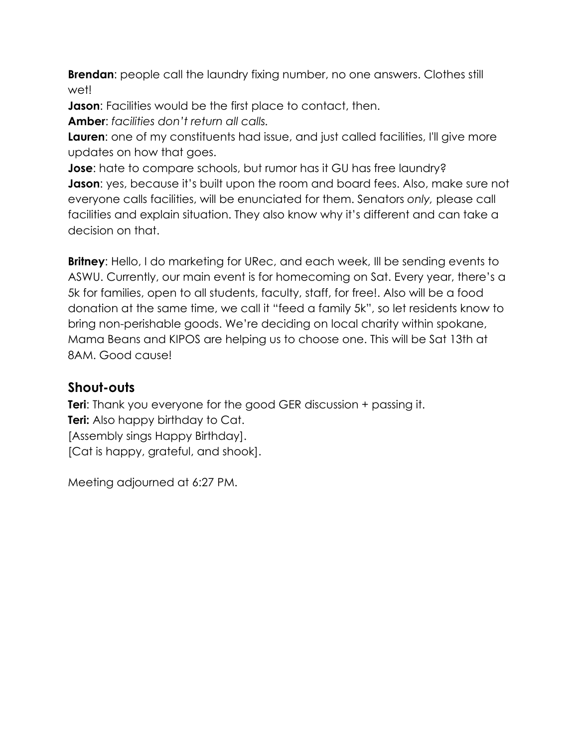**Brendan**: people call the laundry fixing number, no one answers. Clothes still wet!

**Jason**: Facilities would be the first place to contact, then.

**Amber**: *facilities don't return all calls.*

**Lauren**: one of my constituents had issue, and just called facilities, I'll give more updates on how that goes.

**Jose**: hate to compare schools, but rumor has it GU has free laundry?

**Jason**: yes, because it's built upon the room and board fees. Also, make sure not everyone calls facilities, will be enunciated for them. Senators *only,* please call facilities and explain situation. They also know why it's different and can take a decision on that.

**Britney**: Hello, I do marketing for URec, and each week, Ill be sending events to ASWU. Currently, our main event is for homecoming on Sat. Every year, there's a 5k for families, open to all students, faculty, staff, for free!. Also will be a food donation at the same time, we call it "feed a family 5k", so let residents know to bring non-perishable goods. We're deciding on local charity within spokane, Mama Beans and KIPOS are helping us to choose one. This will be Sat 13th at 8AM. Good cause!

## Shout-outs

**Teri**: Thank you everyone for the good GER discussion + passing it.

**Teri:** Also happy birthday to Cat.

[Assembly sings Happy Birthday].

[Cat is happy, grateful, and shook].

Meeting adjourned at 6:27 PM.